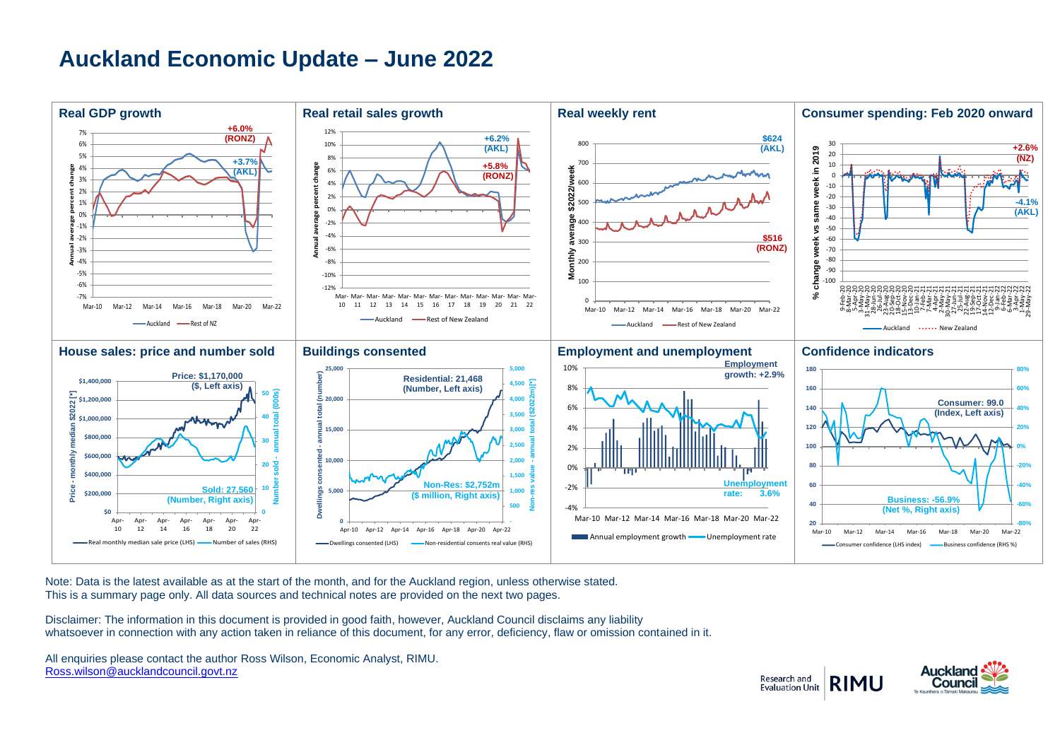# Auckland Economic Update – June 2022

## Real GDP growth

+6.0% (RONZ)

+3.7% (AKL)

Annual average percent change

Auckland — Rest of NZ

## Real retail sales growth

+6.2% (AKL)

+5.8% (RONZ)

Annual average percent change

Auckland — Rest of New Zealand

## Real weekly rent

$624 (AKL)

$516 (RONZ)

Monthly average $2022/week

Auckland — Rest of New Zealand

## Consumer spending: Feb 2020 onward

+2.6% (NZ)

-4.1% (AKL)

% change week vs same week in 2019

Auckland …… New Zealand

## House sales: price and number sold

Price: $1,170,000 ($, Left axis)

Sold: 27,560 (Number, Right axis)

Real monthly median sale price (LHS) — Number of sales (RHS)

## Buildings consented

Residential: 21,468 (Number, Left axis)

Non-Res: $2,752m ($ million, Right axis)

Dwellings consented (LHS) — Non-residential consents real value (RHS)

## Employment and unemployment

Employment growth: +2.9%

Unemployment rate: 3.6%

Annual employment growth — Unemployment rate

## Confidence indicators

Consumer: 99.0 (Index, Left axis)

Business: -56.9% (Net %, Right axis)

Consumer confidence (LHS index) — Business confidence (RHS %)

Note: Data is the latest available as at the start of the month, and for the Auckland region, unless otherwise stated.
This is a summary page only. All data sources and technical notes are provided on the next two pages.

Disclaimer: The information in this document is provided in good faith, however, Auckland Council disclaims any liability whatsoever in connection with any action taken in reliance of this document, for any error, deficiency, flaw or omission contained in it.

All enquiries please contact the author Ross Wilson, Economic Analyst, RIMU.
Ross.wilson@aucklandcouncil.govt.nz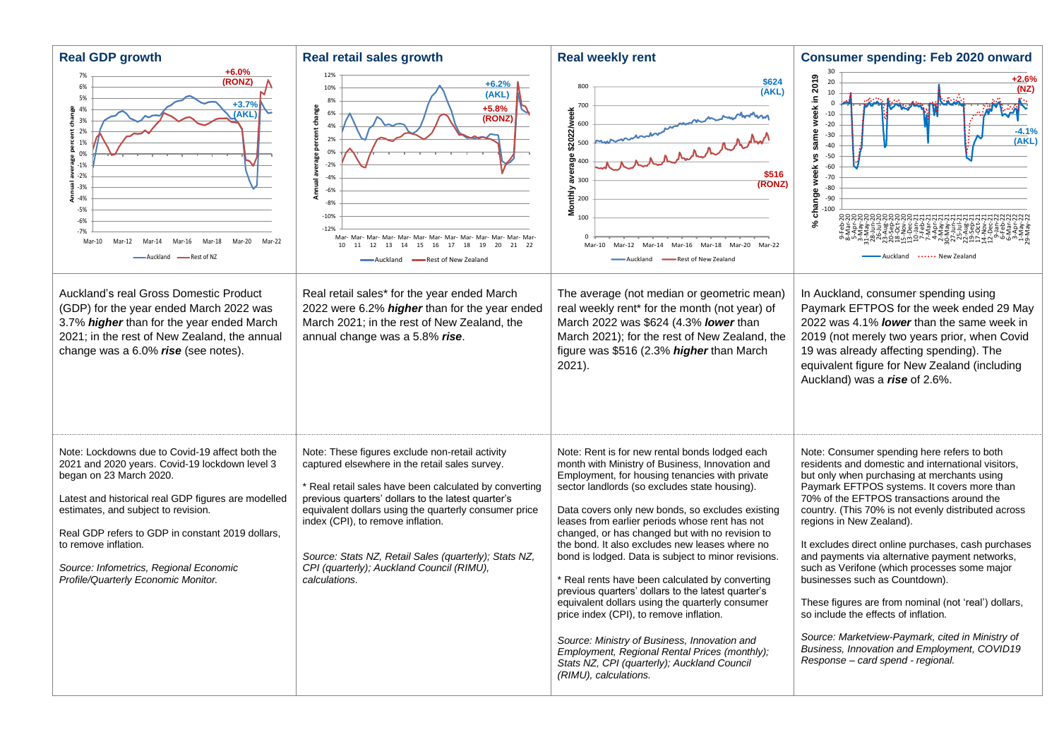## Real GDP growth

+6.0% (RONZ)

+3.7% (AKL)

Auckland — Rest of NZ

Auckland's real Gross Domestic Product (GDP) for the year ended March 2022 was 3.7% ***higher*** than for the year ended March 2021; in the rest of New Zealand, the annual change was a 6.0% ***rise*** (see notes).

Note: Lockdowns due to Covid-19 affect both the 2021 and 2020 years. Covid-19 lockdown level 3 began on 23 March 2020.

Latest and historical real GDP figures are modelled estimates, and subject to revision.

Real GDP refers to GDP in constant 2019 dollars, to remove inflation.

*Source: Infometrics, Regional Economic Profile/Quarterly Economic Monitor.*

## Real retail sales growth

+6.2% (AKL)

+5.8% (RONZ)

Auckland — Rest of New Zealand

Real retail sales* for the year ended March 2022 were 6.2% ***higher*** than for the year ended March 2021; in the rest of New Zealand, the annual change was a 5.8% ***rise***.

Note: These figures exclude non-retail activity captured elsewhere in the retail sales survey.

* Real retail sales have been calculated by converting previous quarters' dollars to the latest quarter's equivalent dollars using the quarterly consumer price index (CPI), to remove inflation.

*Source: Stats NZ, Retail Sales (quarterly); Stats NZ, CPI (quarterly); Auckland Council (RIMU), calculations.*

## Real weekly rent

$624 (AKL)

$516 (RONZ)

Auckland — Rest of New Zealand

The average (not median or geometric mean) real weekly rent* for the month (not year) of March 2022 was $624 (4.3% ***lower*** than March 2021); for the rest of New Zealand, the figure was $516 (2.3% ***higher*** than March 2021).

Note: Rent is for new rental bonds lodged each month with Ministry of Business, Innovation and Employment, for housing tenancies with private sector landlords (so excludes state housing).

Data covers only new bonds, so excludes existing leases from earlier periods whose rent has not changed, or has changed but with no revision to the bond. It also excludes new leases where no bond is lodged. Data is subject to minor revisions.

* Real rents have been calculated by converting previous quarters' dollars to the latest quarter's equivalent dollars using the quarterly consumer price index (CPI), to remove inflation.

*Source: Ministry of Business, Innovation and Employment, Regional Rental Prices (monthly); Stats NZ, CPI (quarterly); Auckland Council (RIMU), calculations.*

## Consumer spending: Feb 2020 onward

+2.6% (NZ)

-4.1% (AKL)

Auckland ······ New Zealand

In Auckland, consumer spending using Paymark EFTPOS for the week ended 29 May 2022 was 4.1% ***lower*** than the same week in 2019 (not merely two years prior, when Covid 19 was already affecting spending). The equivalent figure for New Zealand (including Auckland) was a ***rise*** of 2.6%.

Note: Consumer spending here refers to both residents and domestic and international visitors, but only when purchasing at merchants using Paymark EFTPOS systems. It covers more than 70% of the EFTPOS transactions around the country. (This 70% is not evenly distributed across regions in New Zealand).

It excludes direct online purchases, cash purchases and payments via alternative payment networks, such as Verifone (which processes some major businesses such as Countdown).

These figures are from nominal (not 'real') dollars, so include the effects of inflation.

*Source: Marketview-Paymark, cited in Ministry of Business, Innovation and Employment, COVID19 Response – card spend - regional.*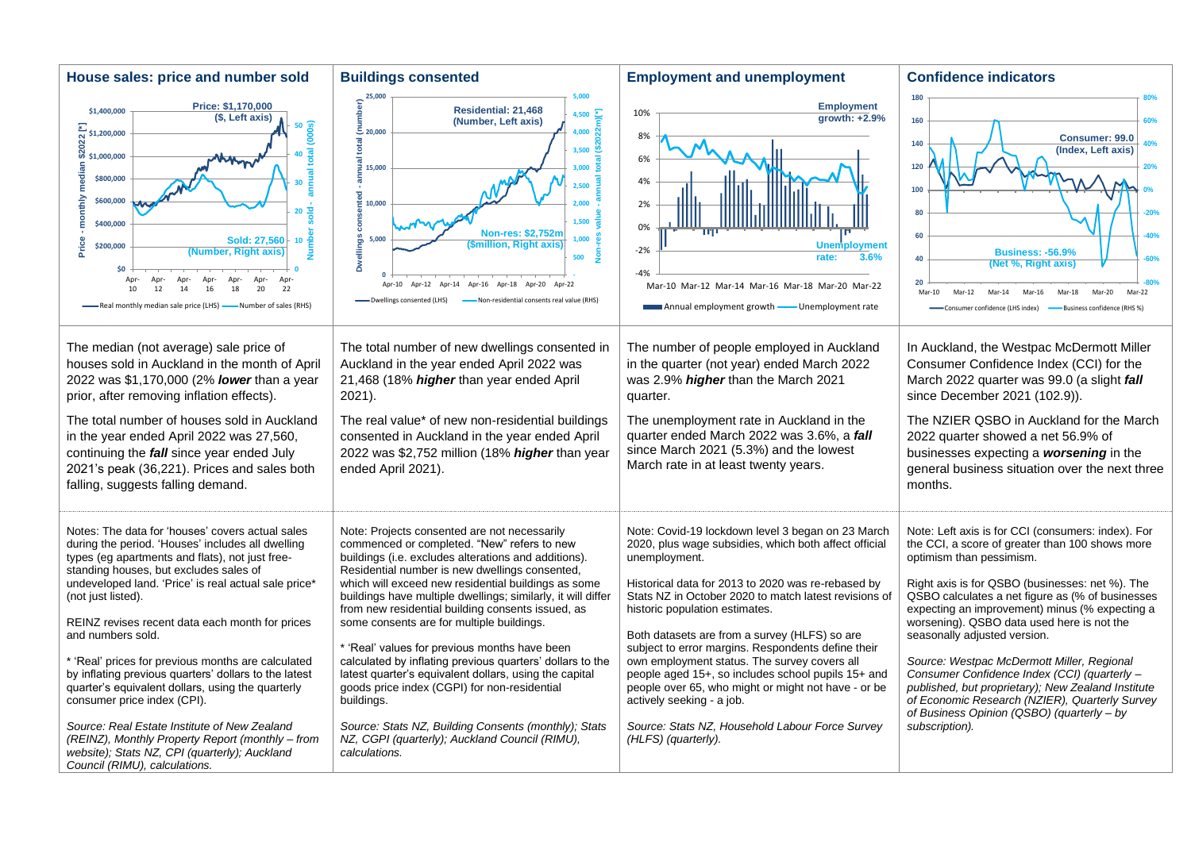## House sales: price and number sold

Price: $1,170,000
($, Left axis)

Sold: 27,560
(Number, Right axis)

Price - monthly median $2022 [*]

Number sold - annual total (000s)

$1,400,000
$1,200,000
$1,000,000
$800,000
$600,000
$400,000
$200,000
$0

50
40
30
20
10
0

Apr-10 Apr-12 Apr-14 Apr-16 Apr-18 Apr-20 Apr-22

Real monthly median sale price (LHS) — Number of sales (RHS)

The median (not average) sale price of houses sold in Auckland in the month of April 2022 was $1,170,000 (2% ***lower*** than a year prior, after removing inflation effects).

The total number of houses sold in Auckland in the year ended April 2022 was 27,560, continuing the ***fall*** since year ended July 2021's peak (36,221). Prices and sales both falling, suggests falling demand.

Notes: The data for 'houses' covers actual sales during the period. 'Houses' includes all dwelling types (eg apartments and flats), not just free-standing houses, but excludes sales of undeveloped land. 'Price' is real actual sale price* (not just listed).

REINZ revises recent data each month for prices and numbers sold.

* 'Real' prices for previous months are calculated by inflating previous quarters' dollars to the latest quarter's equivalent dollars, using the quarterly consumer price index (CPI).

*Source: Real Estate Institute of New Zealand (REINZ), Monthly Property Report (monthly – from website); Stats NZ, CPI (quarterly); Auckland Council (RIMU), calculations.*

## Buildings consented

Residential: 21,468
(Number, Left axis)

Non-res: $2,752m
($million, Right axis)

Dwellings consented - annual total (number)

Non-res value - annual total ($2022m)[*]

25,000
20,000
15,000
10,000
5,000
0

5,000
4,500
4,000
3,500
3,000
2,500
2,000
1,500
1,000
500
-

Apr-10 Apr-12 Apr-14 Apr-16 Apr-18 Apr-20 Apr-22

Dwellings consented (LHS) — Non-residential consents real value (RHS)

The total number of new dwellings consented in Auckland in the year ended April 2022 was 21,468 (18% ***higher*** than year ended April 2021).

The real value* of new non-residential buildings consented in Auckland in the year ended April 2022 was $2,752 million (18% ***higher*** than year ended April 2021).

Note: Projects consented are not necessarily commenced or completed. "New" refers to new buildings (i.e. excludes alterations and additions). Residential number is new dwellings consented, which will exceed new residential buildings as some buildings have multiple dwellings; similarly, it will differ from new residential building consents issued, as some consents are for multiple buildings.

* 'Real' values for previous months have been calculated by inflating previous quarters' dollars to the latest quarter's equivalent dollars, using the capital goods price index (CGPI) for non-residential buildings.

*Source: Stats NZ, Building Consents (monthly); Stats NZ, CGPI (quarterly); Auckland Council (RIMU), calculations.*

## Employment and unemployment

Employment growth: +2.9%

Unemployment rate: 3.6%

10%
8%
6%
4%
2%
0%
-2%
-4%

Mar-10 Mar-12 Mar-14 Mar-16 Mar-18 Mar-20 Mar-22

Annual employment growth — Unemployment rate

The number of people employed in Auckland in the quarter (not year) ended March 2022 was 2.9% ***higher*** than the March 2021 quarter.

The unemployment rate in Auckland in the quarter ended March 2022 was 3.6%, a ***fall*** since March 2021 (5.3%) and the lowest March rate in at least twenty years.

Note: Covid-19 lockdown level 3 began on 23 March 2020, plus wage subsidies, which both affect official unemployment.

Historical data for 2013 to 2020 was re-rebased by Stats NZ in October 2020 to match latest revisions of historic population estimates.

Both datasets are from a survey (HLFS) so are subject to error margins. Respondents define their own employment status. The survey covers all people aged 15+, so includes school pupils 15+ and people over 65, who might or might not have - or be actively seeking - a job.

*Source: Stats NZ, Household Labour Force Survey (HLFS) (quarterly).*

## Confidence indicators

Consumer: 99.0
(Index, Left axis)

Business: -56.9%
(Net %, Right axis)

180
160
140
120
100
80
60
40
20

80%
60%
40%
20%
0%
-20%
-40%
-60%
-80%

Mar-10 Mar-12 Mar-14 Mar-16 Mar-18 Mar-20 Mar-22

Consumer confidence (LHS index) — Business confidence (RHS %)

In Auckland, the Westpac McDermott Miller Consumer Confidence Index (CCI) for the March 2022 quarter was 99.0 (a slight ***fall*** since December 2021 (102.9)).

The NZIER QSBO in Auckland for the March 2022 quarter showed a net 56.9% of businesses expecting a ***worsening*** in the general business situation over the next three months.

Note: Left axis is for CCI (consumers: index). For the CCI, a score of greater than 100 shows more optimism than pessimism.

Right axis is for QSBO (businesses: net %). The QSBO calculates a net figure as (% of businesses expecting an improvement) minus (% expecting a worsening). QSBO data used here is not the seasonally adjusted version.

*Source: Westpac McDermott Miller, Regional Consumer Confidence Index (CCI) (quarterly – published, but proprietary); New Zealand Institute of Economic Research (NZIER), Quarterly Survey of Business Opinion (QSBO) (quarterly – by subscription).*